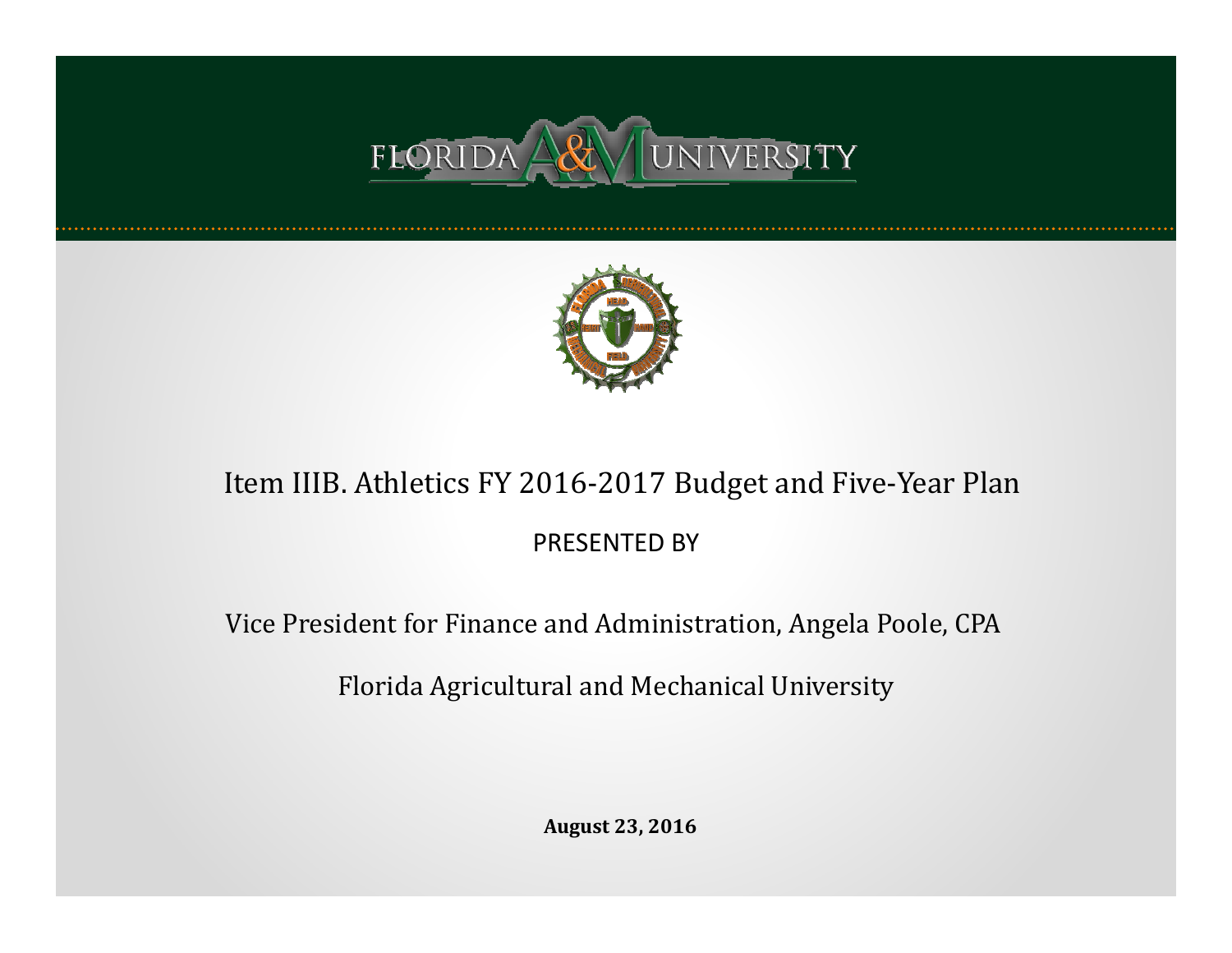FLORIDA A&M UNIVERSITY

# Item IIIB. Athletics FY 2016-2017 Budget and Five-Year Plan

PRESENTED BY

Vice President for Finance and Administration, Angela Poole, CPA

Florida Agricultural and Mechanical University

**August 23, 2016**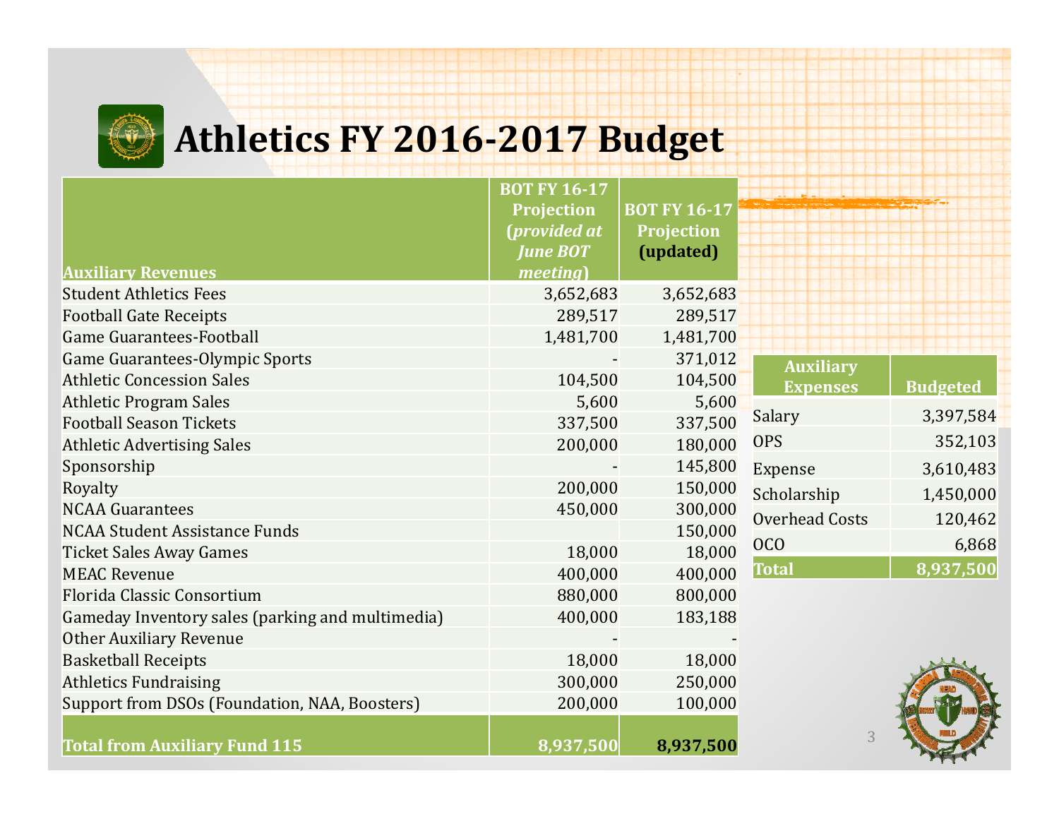# Athletics FY 2016-2017 Budget

| Auxiliary Revenues | BOT FY 16-17 Projection (*provided at June BOT meeting*) | BOT FY 16-17 Projection (updated) |
|---|---|---|
| Student Athletics Fees | 3,652,683 | 3,652,683 |
| Football Gate Receipts | 289,517 | 289,517 |
| Game Guarantees-Football | 1,481,700 | 1,481,700 |
| Game Guarantees-Olympic Sports | - | 371,012 |
| Athletic Concession Sales | 104,500 | 104,500 |
| Athletic Program Sales | 5,600 | 5,600 |
| Football Season Tickets | 337,500 | 337,500 |
| Athletic Advertising Sales | 200,000 | 180,000 |
| Sponsorship | - | 145,800 |
| Royalty | 200,000 | 150,000 |
| NCAA Guarantees | 450,000 | 300,000 |
| NCAA Student Assistance Funds | | 150,000 |
| Ticket Sales Away Games | 18,000 | 18,000 |
| MEAC Revenue | 400,000 | 400,000 |
| Florida Classic Consortium | 880,000 | 800,000 |
| Gameday Inventory sales (parking and multimedia) | 400,000 | 183,188 |
| Other Auxiliary Revenue | - | - |
| Basketball Receipts | 18,000 | 18,000 |
| Athletics Fundraising | 300,000 | 250,000 |
| Support from DSOs (Foundation, NAA, Boosters) | 200,000 | 100,000 |
| **Total from Auxiliary Fund 115** | **8,937,500** | **8,937,500** |

| Auxiliary Expenses | Budgeted |
|---|---|
| Salary | 3,397,584 |
| OPS | 352,103 |
| Expense | 3,610,483 |
| Scholarship | 1,450,000 |
| Overhead Costs | 120,462 |
| OCO | 6,868 |
| **Total** | **8,937,500** |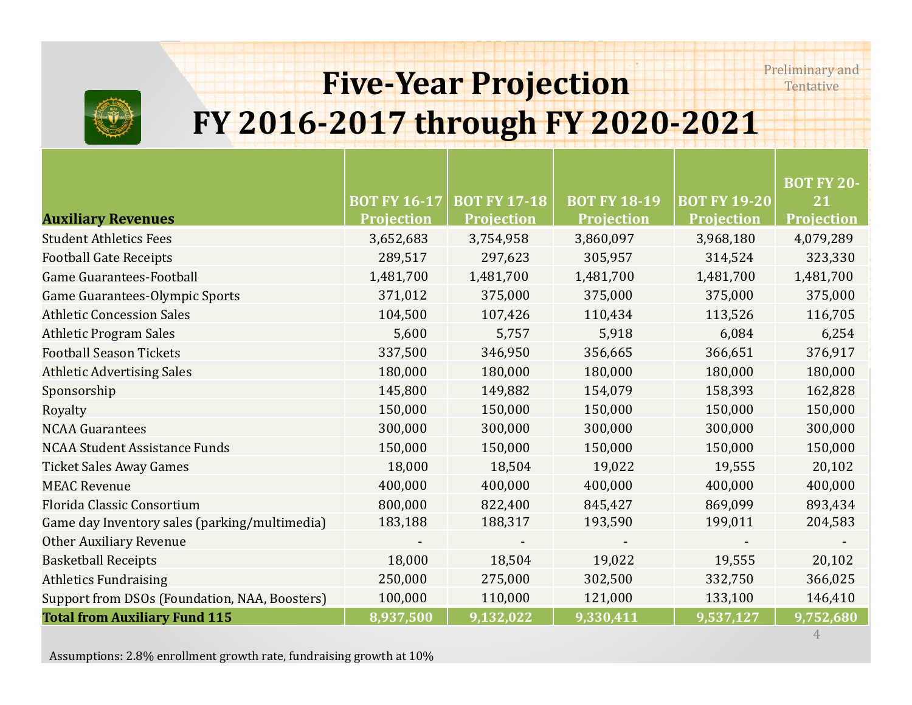Preliminary and Tentative

# Five-Year Projection
# FY 2016-2017 through FY 2020-2021

| Auxiliary Revenues | BOT FY 16-17 Projection | BOT FY 17-18 Projection | BOT FY 18-19 Projection | BOT FY 19-20 Projection | BOT FY 20-21 Projection |
|---|---|---|---|---|---|
| Student Athletics Fees | 3,652,683 | 3,754,958 | 3,860,097 | 3,968,180 | 4,079,289 |
| Football Gate Receipts | 289,517 | 297,623 | 305,957 | 314,524 | 323,330 |
| Game Guarantees-Football | 1,481,700 | 1,481,700 | 1,481,700 | 1,481,700 | 1,481,700 |
| Game Guarantees-Olympic Sports | 371,012 | 375,000 | 375,000 | 375,000 | 375,000 |
| Athletic Concession Sales | 104,500 | 107,426 | 110,434 | 113,526 | 116,705 |
| Athletic Program Sales | 5,600 | 5,757 | 5,918 | 6,084 | 6,254 |
| Football Season Tickets | 337,500 | 346,950 | 356,665 | 366,651 | 376,917 |
| Athletic Advertising Sales | 180,000 | 180,000 | 180,000 | 180,000 | 180,000 |
| Sponsorship | 145,800 | 149,882 | 154,079 | 158,393 | 162,828 |
| Royalty | 150,000 | 150,000 | 150,000 | 150,000 | 150,000 |
| NCAA Guarantees | 300,000 | 300,000 | 300,000 | 300,000 | 300,000 |
| NCAA Student Assistance Funds | 150,000 | 150,000 | 150,000 | 150,000 | 150,000 |
| Ticket Sales Away Games | 18,000 | 18,504 | 19,022 | 19,555 | 20,102 |
| MEAC Revenue | 400,000 | 400,000 | 400,000 | 400,000 | 400,000 |
| Florida Classic Consortium | 800,000 | 822,400 | 845,427 | 869,099 | 893,434 |
| Game day Inventory sales (parking/multimedia) | 183,188 | 188,317 | 193,590 | 199,011 | 204,583 |
| Other Auxiliary Revenue | - | - | - | - | - |
| Basketball Receipts | 18,000 | 18,504 | 19,022 | 19,555 | 20,102 |
| Athletics Fundraising | 250,000 | 275,000 | 302,500 | 332,750 | 366,025 |
| Support from DSOs (Foundation, NAA, Boosters) | 100,000 | 110,000 | 121,000 | 133,100 | 146,410 |
| **Total from Auxiliary Fund 115** | **8,937,500** | **9,132,022** | **9,330,411** | **9,537,127** | **9,752,680** |

Assumptions: 2.8% enrollment growth rate, fundraising growth at 10%